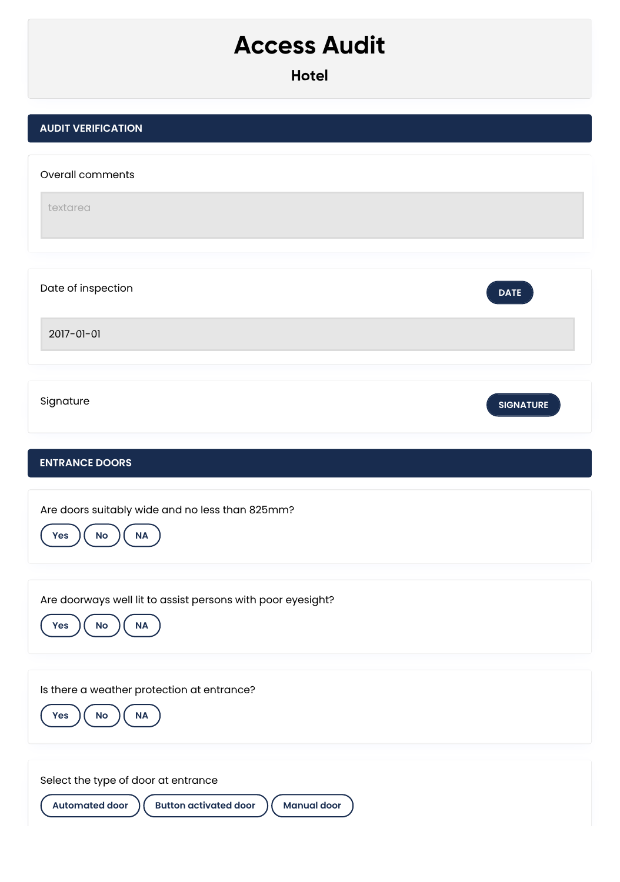# Access Audit

## Hotel

## AUDIT VERIFICATION

Overall comments

textarea

Date of inspection

DATE

2017-01-01

Signature

SIGNATURE

## ENTRANCE DOORS

Are doors suitably wide and no less than 825mm?

Yes | No | NA

Are doorways well lit to assist persons with poor eyesight?

Yes | No | NA

Is there a weather protection at entrance?

Yes | No | NA

Select the type of door at entrance

Automated door | Button activated door | Manual door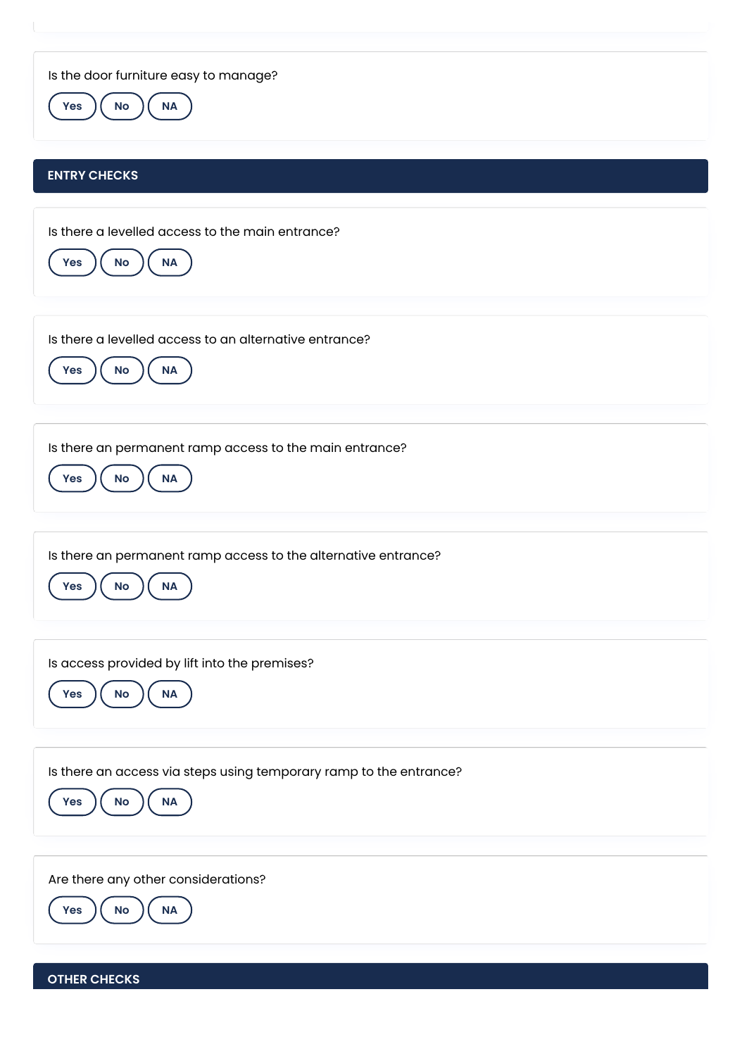Is the door furniture easy to manage?

Yes No NA

## ENTRY CHECKS

Is there a levelled access to the main entrance?

Yes No NA

Is there a levelled access to an alternative entrance?

Yes No NA

Is there an permanent ramp access to the main entrance?

Yes No NA

Is there an permanent ramp access to the alternative entrance?

Yes No NA

Is access provided by lift into the premises?

Yes No NA

Is there an access via steps using temporary ramp to the entrance?

Yes No NA

Are there any other considerations?

Yes No NA

## OTHER CHECKS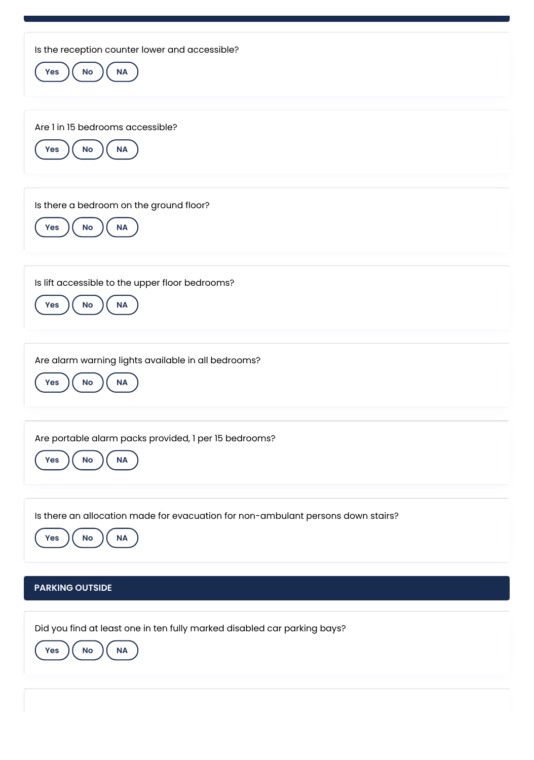Is the reception counter lower and accessible?

Yes No NA

Are 1 in 15 bedrooms accessible?

Yes No NA

Is there a bedroom on the ground floor?

Yes No NA

Is lift accessible to the upper floor bedrooms?

Yes No NA

Are alarm warning lights available in all bedrooms?

Yes No NA

Are portable alarm packs provided, 1 per 15 bedrooms?

Yes No NA

Is there an allocation made for evacuation for non-ambulant persons down stairs?

Yes No NA

## PARKING OUTSIDE

Did you find at least one in ten fully marked disabled car parking bays?

Yes No NA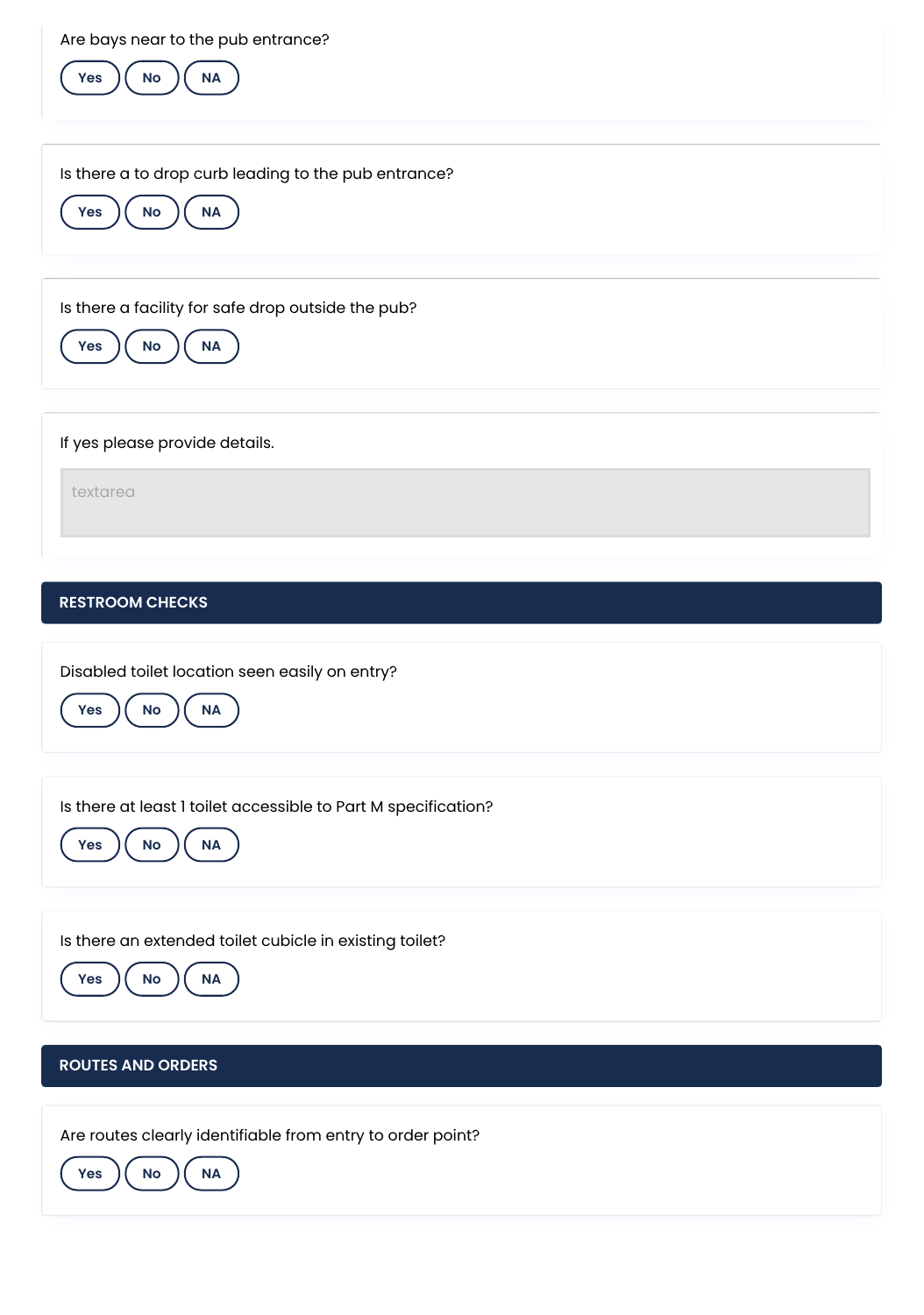Are bays near to the pub entrance?

Yes No NA

Is there a to drop curb leading to the pub entrance?

Yes No NA

Is there a facility for safe drop outside the pub?

Yes No NA

If yes please provide details.

textarea

## RESTROOM CHECKS

Disabled toilet location seen easily on entry?

Yes No NA

Is there at least 1 toilet accessible to Part M specification?

Yes No NA

Is there an extended toilet cubicle in existing toilet?

Yes No NA

## ROUTES AND ORDERS

Are routes clearly identifiable from entry to order point?

Yes No NA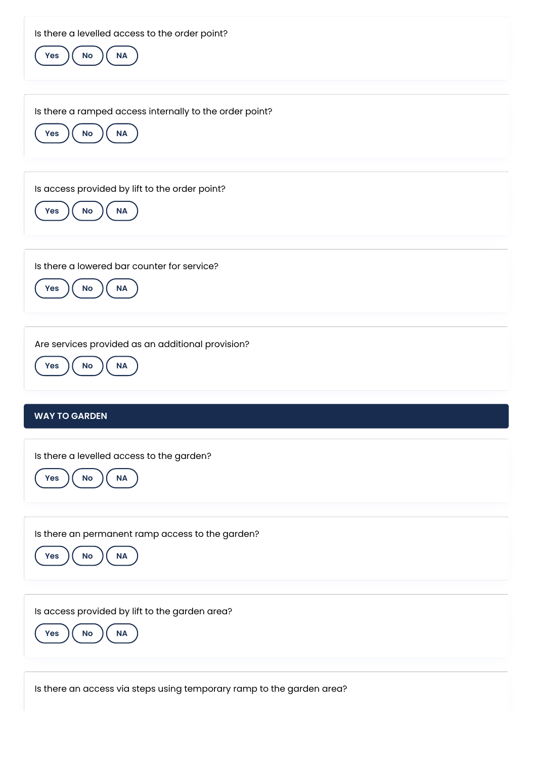Is there a levelled access to the order point?

Yes No NA

Is there a ramped access internally to the order point?

Yes No NA

Is access provided by lift to the order point?

Yes No NA

Is there a lowered bar counter for service?

Yes No NA

Are services provided as an additional provision?

Yes No NA

## WAY TO GARDEN

Is there a levelled access to the garden?

Yes No NA

Is there an permanent ramp access to the garden?

Yes No NA

Is access provided by lift to the garden area?

Yes No NA

Is there an access via steps using temporary ramp to the garden area?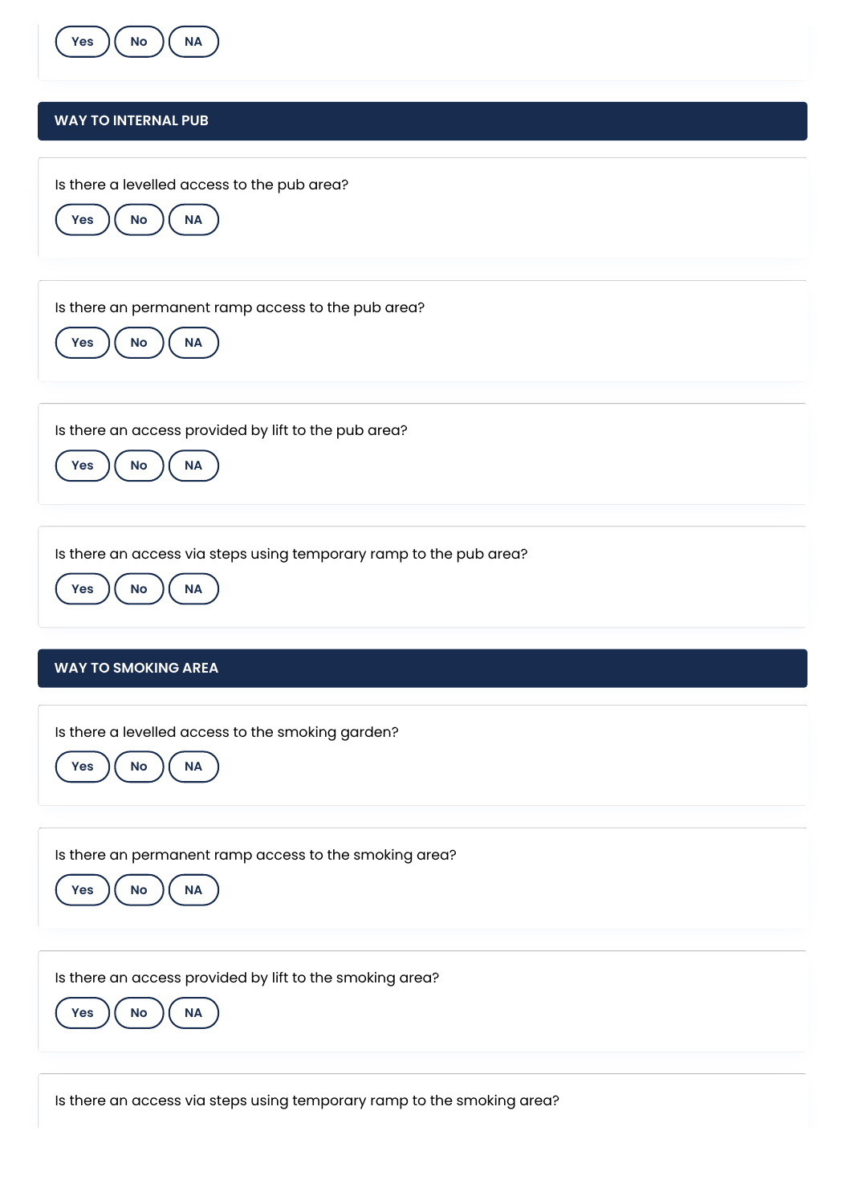Yes No NA

## WAY TO INTERNAL PUB

Is there a levelled access to the pub area?

Yes No NA

Is there an permanent ramp access to the pub area?

Yes No NA

Is there an access provided by lift to the pub area?

Yes No NA

Is there an access via steps using temporary ramp to the pub area?

Yes No NA

## WAY TO SMOKING AREA

Is there a levelled access to the smoking garden?

Yes No NA

Is there an permanent ramp access to the smoking area?

Yes No NA

Is there an access provided by lift to the smoking area?

Yes No NA

Is there an access via steps using temporary ramp to the smoking area?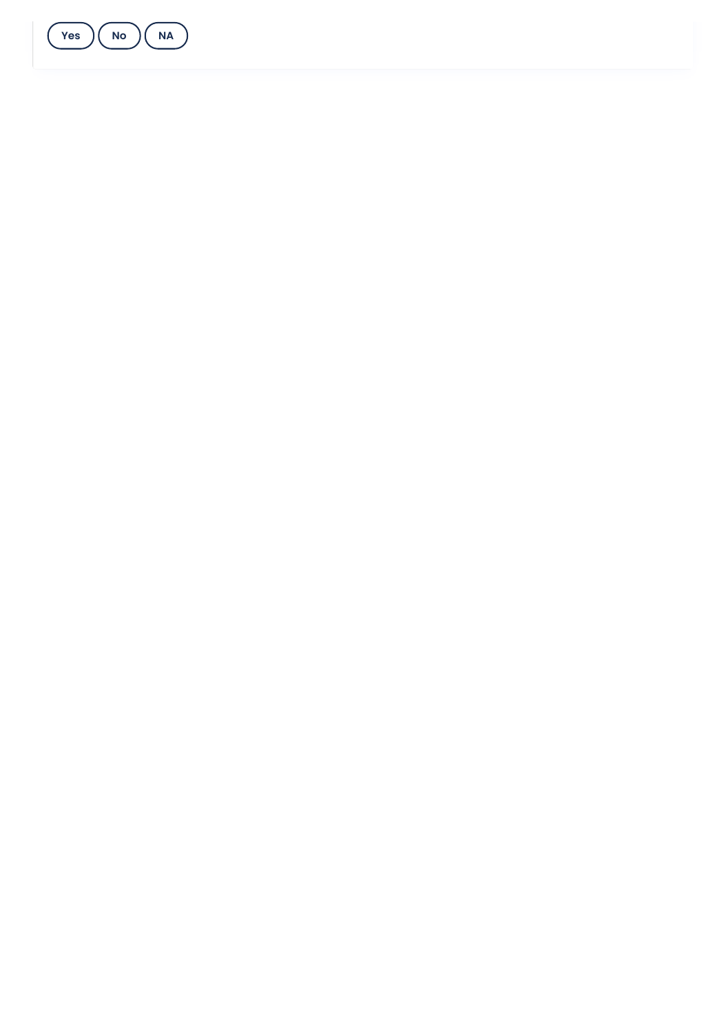Yes No NA